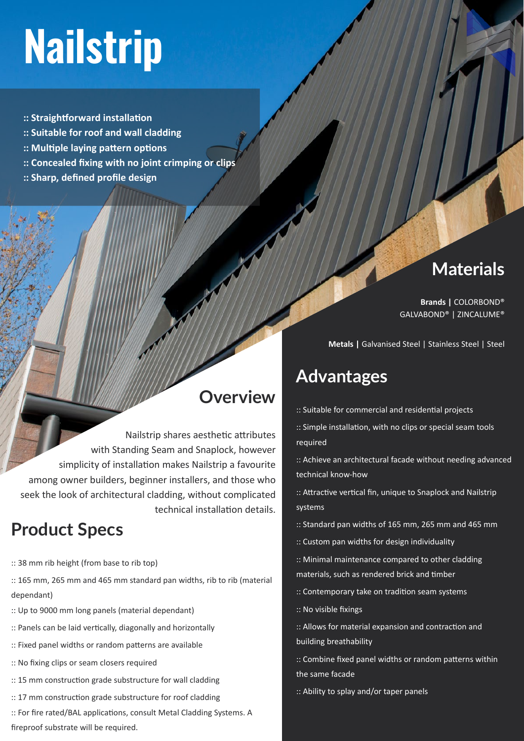# Nailstrip

:: Straightforward installation
:: Suitable for roof and wall cladding
:: Multiple laying pattern options
:: Concealed fixing with no joint crimping or clips
:: Sharp, defined profile design

## Overview

Nailstrip shares aesthetic attributes with Standing Seam and Snaplock, however simplicity of installation makes Nailstrip a favourite among owner builders, beginner installers, and those who seek the look of architectural cladding, without complicated technical installation details.

## Product Specs

:: 38 mm rib height (from base to rib top)

:: 165 mm, 265 mm and 465 mm standard pan widths, rib to rib (material dependant)

:: Up to 9000 mm long panels (material dependant)

:: Panels can be laid vertically, diagonally and horizontally

:: Fixed panel widths or random patterns are available

:: No fixing clips or seam closers required

:: 15 mm construction grade substructure for wall cladding

:: 17 mm construction grade substructure for roof cladding

:: For fire rated/BAL applications, consult Metal Cladding Systems. A fireproof substrate will be required.

## Materials

**Brands |** COLORBOND® GALVABOND® | ZINCALUME®

**Metals |** Galvanised Steel | Stainless Steel | Steel

## Advantages

:: Suitable for commercial and residential projects

:: Simple installation, with no clips or special seam tools required

:: Achieve an architectural facade without needing advanced technical know-how

:: Attractive vertical fin, unique to Snaplock and Nailstrip systems

:: Standard pan widths of 165 mm, 265 mm and 465 mm

:: Custom pan widths for design individuality

:: Minimal maintenance compared to other cladding materials, such as rendered brick and timber

:: Contemporary take on tradition seam systems

:: No visible fixings

:: Allows for material expansion and contraction and building breathability

:: Combine fixed panel widths or random patterns within the same facade

:: Ability to splay and/or taper panels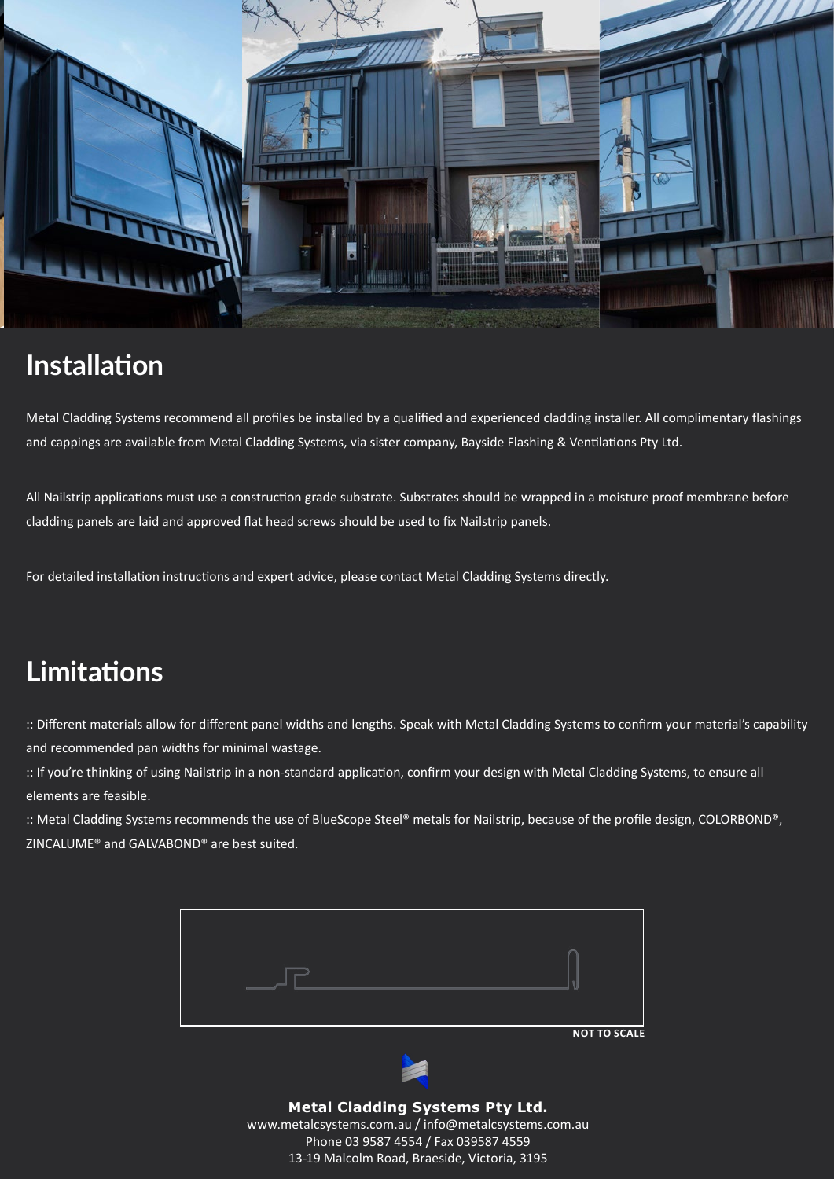## Installation

Metal Cladding Systems recommend all profiles be installed by a qualified and experienced cladding installer. All complimentary flashings and cappings are available from Metal Cladding Systems, via sister company, Bayside Flashing & Ventilations Pty Ltd.

All Nailstrip applications must use a construction grade substrate. Substrates should be wrapped in a moisture proof membrane before cladding panels are laid and approved flat head screws should be used to fix Nailstrip panels.

For detailed installation instructions and expert advice, please contact Metal Cladding Systems directly.

## Limitations

:: Different materials allow for different panel widths and lengths. Speak with Metal Cladding Systems to confirm your material's capability and recommended pan widths for minimal wastage.

:: If you're thinking of using Nailstrip in a non-standard application, confirm your design with Metal Cladding Systems, to ensure all elements are feasible.

:: Metal Cladding Systems recommends the use of BlueScope Steel® metals for Nailstrip, because of the profile design, COLORBOND®, ZINCALUME® and GALVABOND® are best suited.

**NOT TO SCALE**

**Metal Cladding Systems Pty Ltd.**
www.metalcsystems.com.au / info@metalcsystems.com.au
Phone 03 9587 4554 / Fax 039587 4559
13-19 Malcolm Road, Braeside, Victoria, 3195